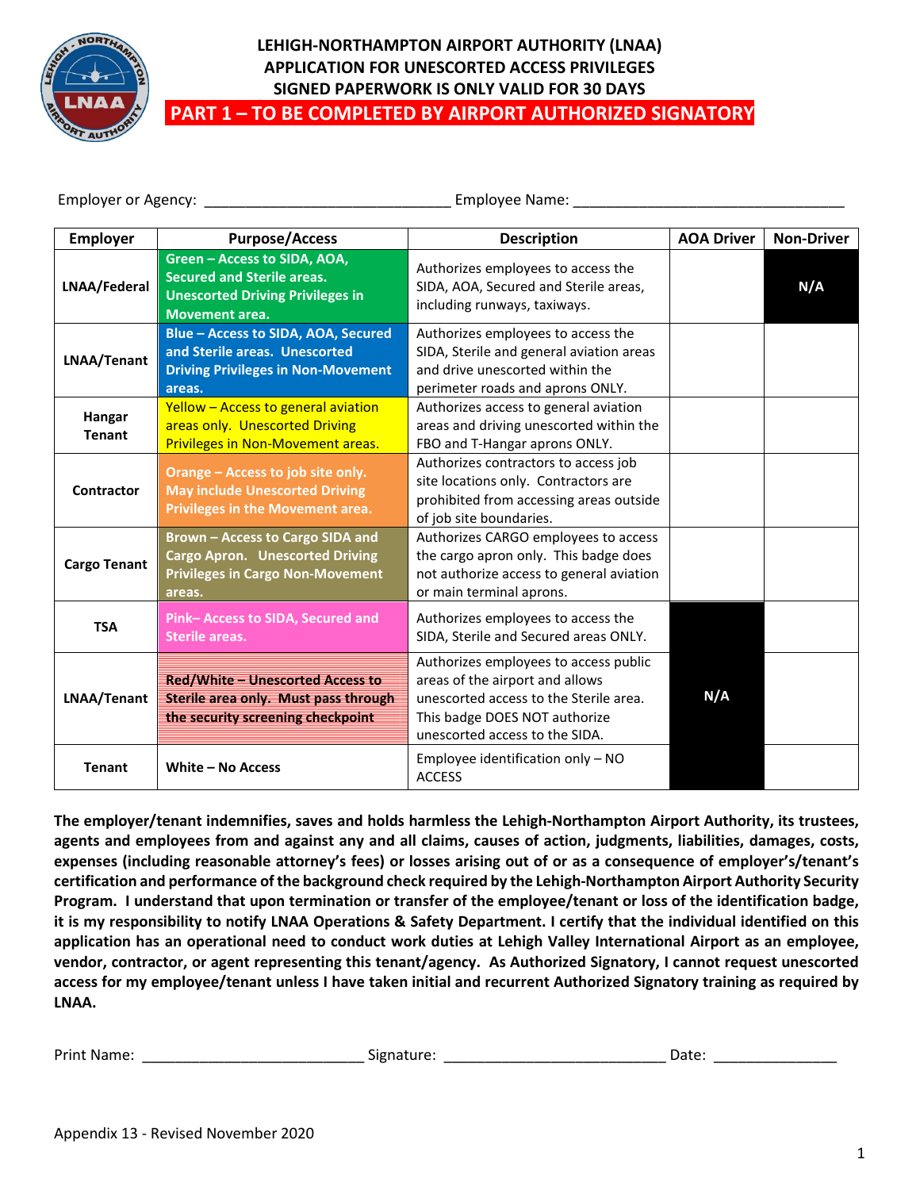# LEHIGH-NORTHAMPTON AIRPORT AUTHORITY (LNAA)
## APPLICATION FOR UNESCORTED ACCESS PRIVILEGES
## SIGNED PAPERWORK IS ONLY VALID FOR 30 DAYS
## PART 1 – TO BE COMPLETED BY AIRPORT AUTHORIZED SIGNATORY

Employer or Agency: ______________________________ Employee Name: _________________________________

| Employer | Purpose/Access | Description | AOA Driver | Non-Driver |
|---|---|---|---|---|
| LNAA/Federal | Green – Access to SIDA, AOA, Secured and Sterile areas. Unescorted Driving Privileges in Movement area. | Authorizes employees to access the SIDA, AOA, Secured and Sterile areas, including runways, taxiways. | | N/A |
| LNAA/Tenant | Blue – Access to SIDA, AOA, Secured and Sterile areas. Unescorted Driving Privileges in Non-Movement areas. | Authorizes employees to access the SIDA, Sterile and general aviation areas and drive unescorted within the perimeter roads and aprons ONLY. | | |
| Hangar Tenant | Yellow – Access to general aviation areas only. Unescorted Driving Privileges in Non-Movement areas. | Authorizes access to general aviation areas and driving unescorted within the FBO and T-Hangar aprons ONLY. | | |
| Contractor | Orange – Access to job site only. May include Unescorted Driving Privileges in the Movement area. | Authorizes contractors to access job site locations only. Contractors are prohibited from accessing areas outside of job site boundaries. | | |
| Cargo Tenant | Brown – Access to Cargo SIDA and Cargo Apron. Unescorted Driving Privileges in Cargo Non-Movement areas. | Authorizes CARGO employees to access the cargo apron only. This badge does not authorize access to general aviation or main terminal aprons. | | |
| TSA | Pink– Access to SIDA, Secured and Sterile areas. | Authorizes employees to access the SIDA, Sterile and Secured areas ONLY. | N/A | |
| LNAA/Tenant | Red/White – Unescorted Access to Sterile area only. Must pass through the security screening checkpoint | Authorizes employees to access public areas of the airport and allows unescorted access to the Sterile area. This badge DOES NOT authorize unescorted access to the SIDA. | N/A | |
| Tenant | White – No Access | Employee identification only – NO ACCESS | N/A | |

**The employer/tenant indemnifies, saves and holds harmless the Lehigh-Northampton Airport Authority, its trustees, agents and employees from and against any and all claims, causes of action, judgments, liabilities, damages, costs, expenses (including reasonable attorney's fees) or losses arising out of or as a consequence of employer's/tenant's certification and performance of the background check required by the Lehigh-Northampton Airport Authority Security Program. I understand that upon termination or transfer of the employee/tenant or loss of the identification badge, it is my responsibility to notify LNAA Operations & Safety Department. I certify that the individual identified on this application has an operational need to conduct work duties at Lehigh Valley International Airport as an employee, vendor, contractor, or agent representing this tenant/agency. As Authorized Signatory, I cannot request unescorted access for my employee/tenant unless I have taken initial and recurrent Authorized Signatory training as required by LNAA.**

Print Name: ___________________________ Signature: ___________________________ Date: _______________

Appendix 13 - Revised November 2020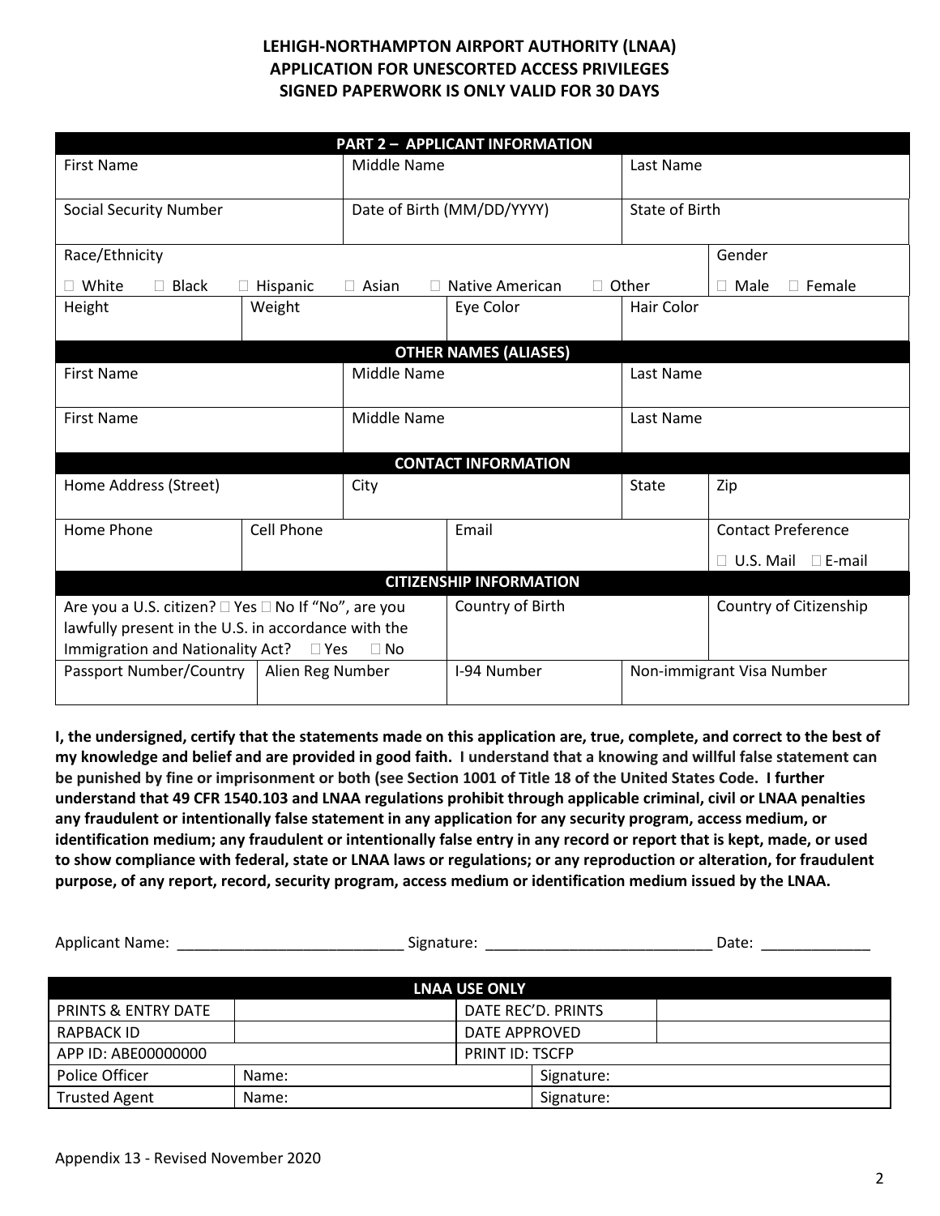# LEHIGH-NORTHAMPTON AIRPORT AUTHORITY (LNAA)
# APPLICATION FOR UNESCORTED ACCESS PRIVILEGES
## SIGNED PAPERWORK IS ONLY VALID FOR 30 DAYS

| PART 2 – APPLICANT INFORMATION | | |
|---|---|---|
| First Name | Middle Name | Last Name |
| Social Security Number | Date of Birth (MM/DD/YYYY) | State of Birth |

| Race/Ethnicity | Gender |
|---|---|
| ☐ White ☐ Black ☐ Hispanic ☐ Asian ☐ Native American ☐ Other | ☐ Male ☐ Female |

| Height | Weight | Eye Color | Hair Color |
|---|---|---|---|
| | | | |

| OTHER NAMES (ALIASES) | | |
|---|---|---|
| First Name | Middle Name | Last Name |
| First Name | Middle Name | Last Name |

| CONTACT INFORMATION | | | |
|---|---|---|---|
| Home Address (Street) | City | State | Zip |

| Home Phone | Cell Phone | Email | Contact Preference |
|---|---|---|---|
| | | | ☐ U.S. Mail ☐ E-mail |

| CITIZENSHIP INFORMATION | | |
|---|---|---|
| Are you a U.S. citizen? ☐ Yes ☐ No If "No", are you lawfully present in the U.S. in accordance with the Immigration and Nationality Act? ☐ Yes ☐ No | Country of Birth | Country of Citizenship |

| Passport Number/Country | Alien Reg Number | I-94 Number | Non-immigrant Visa Number |
|---|---|---|---|
| | | | |

**I, the undersigned, certify that the statements made on this application are, true, complete, and correct to the best of my knowledge and belief and are provided in good faith. I understand that a knowing and willful false statement can be punished by fine or imprisonment or both (see Section 1001 of Title 18 of the United States Code. I further understand that 49 CFR 1540.103 and LNAA regulations prohibit through applicable criminal, civil or LNAA penalties any fraudulent or intentionally false statement in any application for any security program, access medium, or identification medium; any fraudulent or intentionally false entry in any record or report that is kept, made, or used to show compliance with federal, state or LNAA laws or regulations; or any reproduction or alteration, for fraudulent purpose, of any report, record, security program, access medium or identification medium issued by the LNAA.**

Applicant Name: ___________________________ Signature: ___________________________ Date: _____________

| LNAA USE ONLY | | | |
|---|---|---|---|
| PRINTS & ENTRY DATE | | DATE REC'D. PRINTS | |
| RAPBACK ID | | DATE APPROVED | |
| APP ID: ABE00000000 | | PRINT ID: TSCFP | |
| Police Officer | Name: | Signature: | |
| Trusted Agent | Name: | Signature: | |

Appendix 13 - Revised November 2020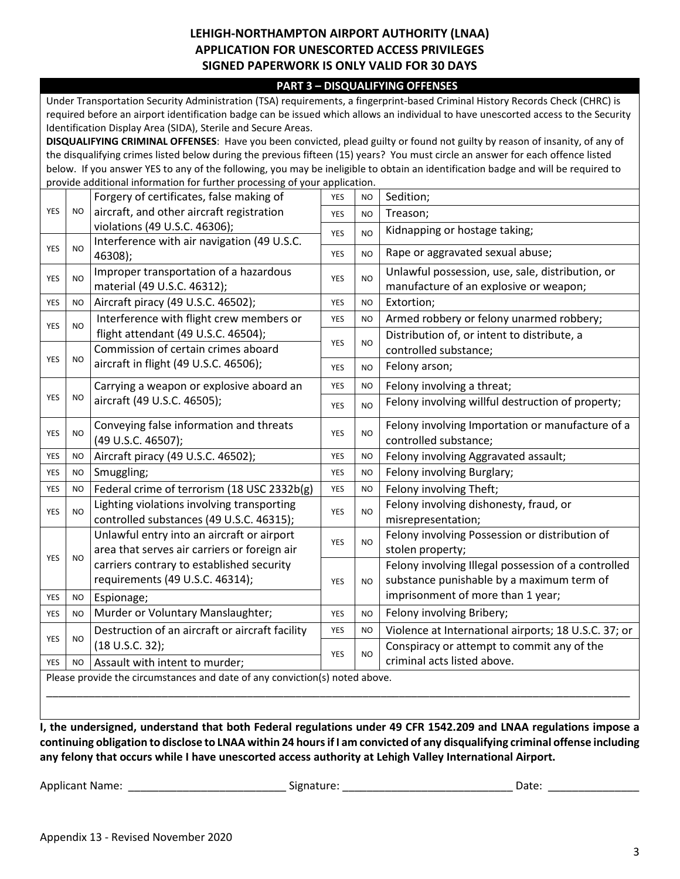# LEHIGH-NORTHAMPTON AIRPORT AUTHORITY (LNAA)
# APPLICATION FOR UNESCORTED ACCESS PRIVILEGES
# SIGNED PAPERWORK IS ONLY VALID FOR 30 DAYS

## PART 3 – DISQUALIFYING OFFENSES

Under Transportation Security Administration (TSA) requirements, a fingerprint-based Criminal History Records Check (CHRC) is required before an airport identification badge can be issued which allows an individual to have unescorted access to the Security Identification Display Area (SIDA), Sterile and Secure Areas.

**DISQUALIFYING CRIMINAL OFFENSES**: Have you been convicted, plead guilty or found not guilty by reason of insanity, of any of the disqualifying crimes listed below during the previous fifteen (15) years? You must circle an answer for each offence listed below. If you answer YES to any of the following, you may be ineligible to obtain an identification badge and will be required to provide additional information for further processing of your application.

| | | | | | |
|---|---|---|---|---|---|
| YES | NO | Forgery of certificates, false making of aircraft, and other aircraft registration violations (49 U.S.C. 46306); | YES | NO | Sedition; |
| | | | YES | NO | Treason; |
| | | | YES | NO | Kidnapping or hostage taking; |
| YES | NO | Interference with air navigation (49 U.S.C. 46308); | YES | NO | Rape or aggravated sexual abuse; |
| YES | NO | Improper transportation of a hazardous material (49 U.S.C. 46312); | YES | NO | Unlawful possession, use, sale, distribution, or manufacture of an explosive or weapon; |
| YES | NO | Aircraft piracy (49 U.S.C. 46502); | YES | NO | Extortion; |
| YES | NO | Interference with flight crew members or flight attendant (49 U.S.C. 46504); | YES | NO | Armed robbery or felony unarmed robbery; |
| YES | NO | Commission of certain crimes aboard aircraft in flight (49 U.S.C. 46506); | YES | NO | Distribution of, or intent to distribute, a controlled substance; |
| | | | YES | NO | Felony arson; |
| YES | NO | Carrying a weapon or explosive aboard an aircraft (49 U.S.C. 46505); | YES | NO | Felony involving a threat; |
| | | | YES | NO | Felony involving willful destruction of property; |
| YES | NO | Conveying false information and threats (49 U.S.C. 46507); | YES | NO | Felony involving Importation or manufacture of a controlled substance; |
| YES | NO | Aircraft piracy (49 U.S.C. 46502); | YES | NO | Felony involving Aggravated assault; |
| YES | NO | Smuggling; | YES | NO | Felony involving Burglary; |
| YES | NO | Federal crime of terrorism (18 USC 2332b(g) | YES | NO | Felony involving Theft; |
| YES | NO | Lighting violations involving transporting controlled substances (49 U.S.C. 46315); | YES | NO | Felony involving dishonesty, fraud, or misrepresentation; |
| YES | NO | Unlawful entry into an aircraft or airport area that serves air carriers or foreign air carriers contrary to established security requirements (49 U.S.C. 46314); | YES | NO | Felony involving Possession or distribution of stolen property; |
| | | | YES | NO | Felony involving Illegal possession of a controlled substance punishable by a maximum term of imprisonment of more than 1 year; |
| YES | NO | Espionage; | | | |
| YES | NO | Murder or Voluntary Manslaughter; | YES | NO | Felony involving Bribery; |
| YES | NO | Destruction of an aircraft or aircraft facility (18 U.S.C. 32); | YES | NO | Violence at International airports; 18 U.S.C. 37; or |
| | | | YES | NO | Conspiracy or attempt to commit any of the criminal acts listed above. |
| YES | NO | Assault with intent to murder; | | | |

Please provide the circumstances and date of any conviction(s) noted above.

\_\_\_\_\_\_\_\_\_\_\_\_\_\_\_\_\_\_\_\_\_\_\_\_\_\_\_\_\_\_\_\_\_\_\_\_\_\_\_\_\_\_\_\_\_\_\_\_\_\_\_\_\_\_\_\_\_\_\_\_\_\_\_\_\_\_\_\_\_\_\_\_\_\_\_\_\_\_

**I, the undersigned, understand that both Federal regulations under 49 CFR 1542.209 and LNAA regulations impose a continuing obligation to disclose to LNAA within 24 hours if I am convicted of any disqualifying criminal offense including any felony that occurs while I have unescorted access authority at Lehigh Valley International Airport.**

Applicant Name: \_\_\_\_\_\_\_\_\_\_\_\_\_\_\_\_\_\_\_\_\_\_\_\_\_ Signature: \_\_\_\_\_\_\_\_\_\_\_\_\_\_\_\_\_\_\_\_\_\_\_\_\_\_\_ Date: \_\_\_\_\_\_\_\_\_\_\_\_\_\_\_

Appendix 13 - Revised November 2020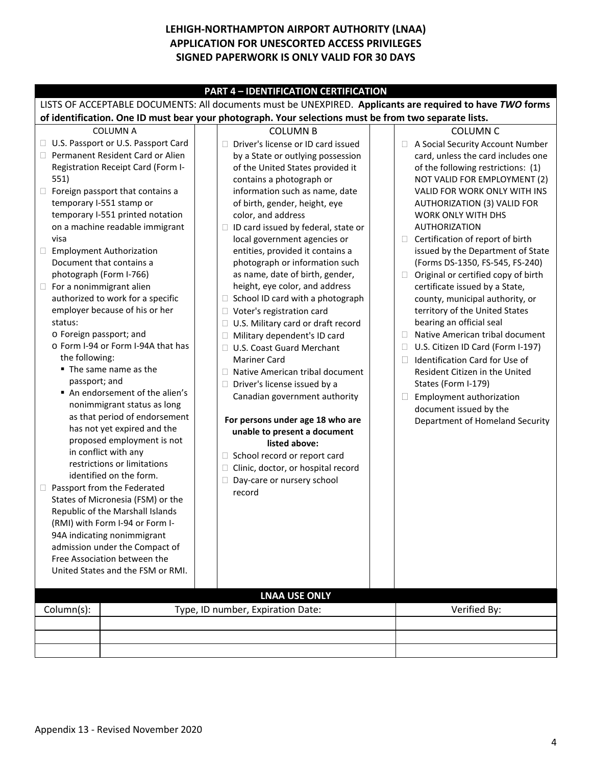# LEHIGH-NORTHAMPTON AIRPORT AUTHORITY (LNAA)
# APPLICATION FOR UNESCORTED ACCESS PRIVILEGES
# SIGNED PAPERWORK IS ONLY VALID FOR 30 DAYS

## PART 4 – IDENTIFICATION CERTIFICATION

LISTS OF ACCEPTABLE DOCUMENTS: All documents must be UNEXPIRED. **Applicants are required to have *TWO* forms of identification. One ID must bear your photograph. Your selections must be from two separate lists.**

### COLUMN A

- ☐ U.S. Passport or U.S. Passport Card
- ☐ Permanent Resident Card or Alien Registration Receipt Card (Form I-551)
- ☐ Foreign passport that contains a temporary I-551 stamp or temporary I-551 printed notation on a machine readable immigrant visa
- ☐ Employment Authorization Document that contains a photograph (Form I-766)
- ☐ For a nonimmigrant alien authorized to work for a specific employer because of his or her status:
  - o Foreign passport; and
  - o Form I-94 or Form I-94A that has the following:
    - ▪ The same name as the passport; and
    - ▪ An endorsement of the alien's nonimmigrant status as long as that period of endorsement has not yet expired and the proposed employment is not in conflict with any restrictions or limitations identified on the form.
- ☐ Passport from the Federated States of Micronesia (FSM) or the Republic of the Marshall Islands (RMI) with Form I-94 or Form I-94A indicating nonimmigrant admission under the Compact of Free Association between the United States and the FSM or RMI.

### COLUMN B

- ☐ Driver's license or ID card issued by a State or outlying possession of the United States provided it contains a photograph or information such as name, date of birth, gender, height, eye color, and address
- ☐ ID card issued by federal, state or local government agencies or entities, provided it contains a photograph or information such as name, date of birth, gender, height, eye color, and address
- ☐ School ID card with a photograph
- ☐ Voter's registration card
- ☐ U.S. Military card or draft record
- ☐ Military dependent's ID card
- ☐ U.S. Coast Guard Merchant Mariner Card
- ☐ Native American tribal document
- ☐ Driver's license issued by a Canadian government authority

**For persons under age 18 who are unable to present a document listed above:**

- ☐ School record or report card
- ☐ Clinic, doctor, or hospital record
- ☐ Day-care or nursery school record

### COLUMN C

- ☐ A Social Security Account Number card, unless the card includes one of the following restrictions: (1) NOT VALID FOR EMPLOYMENT (2) VALID FOR WORK ONLY WITH INS AUTHORIZATION (3) VALID FOR WORK ONLY WITH DHS AUTHORIZATION
- ☐ Certification of report of birth issued by the Department of State (Forms DS-1350, FS-545, FS-240)
- ☐ Original or certified copy of birth certificate issued by a State, county, municipal authority, or territory of the United States bearing an official seal
- ☐ Native American tribal document
- ☐ U.S. Citizen ID Card (Form I-197)
- ☐ Identification Card for Use of Resident Citizen in the United States (Form I-179)
- ☐ Employment authorization document issued by the Department of Homeland Security

### LNAA USE ONLY

| Column(s): | Type, ID number, Expiration Date: | Verified By: |
|---|---|---|
| | | |
| | | |
| | | |

Appendix 13 - Revised November 2020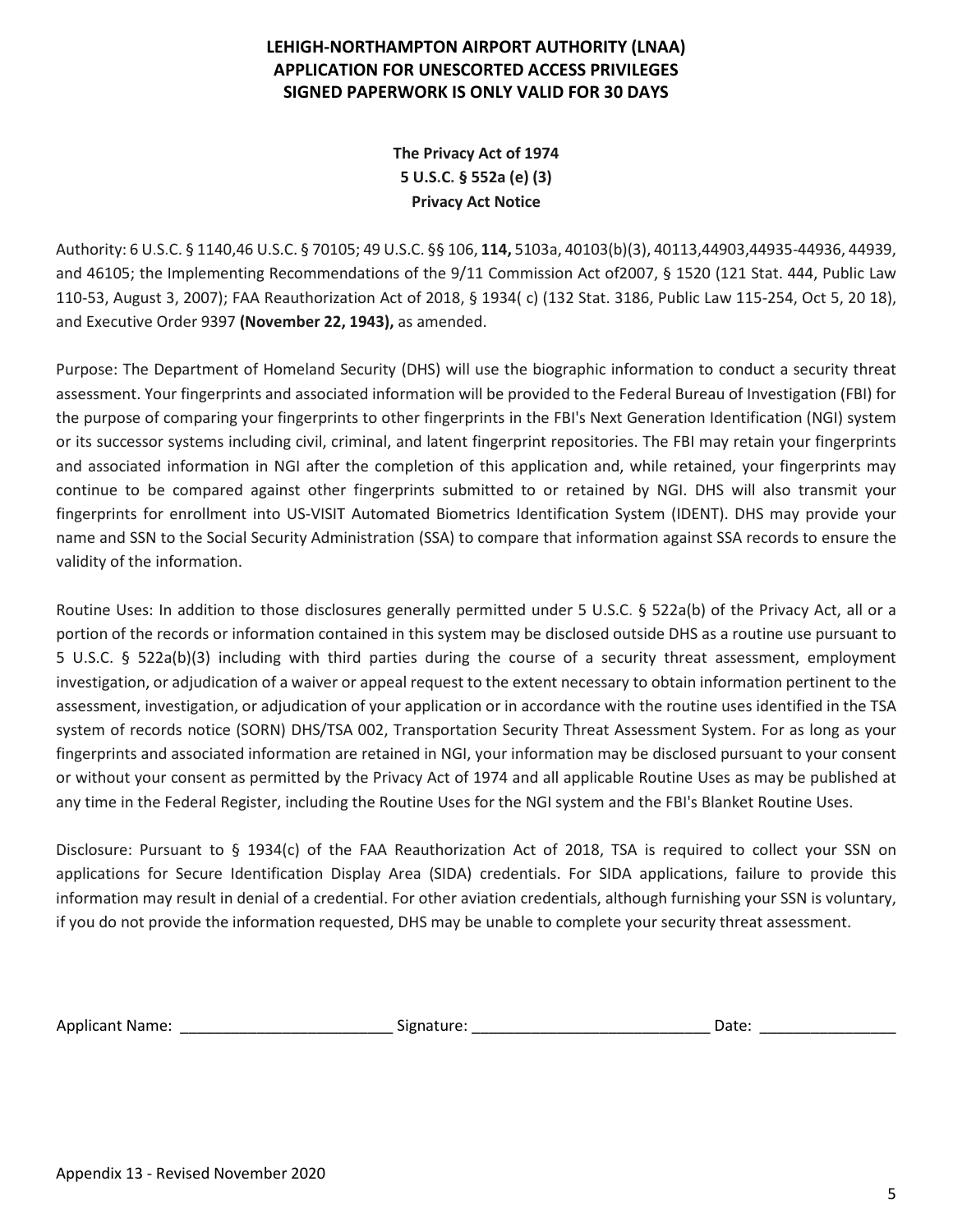**LEHIGH-NORTHAMPTON AIRPORT AUTHORITY (LNAA)**
**APPLICATION FOR UNESCORTED ACCESS PRIVILEGES**
**SIGNED PAPERWORK IS ONLY VALID FOR 30 DAYS**

**The Privacy Act of 1974**
**5 U.S.C. § 552a (e) (3)**
**Privacy Act Notice**

Authority: 6 U.S.C. § 1140,46 U.S.C. § 70105; 49 U.S.C. §§ 106, **114,** 5103a, 40103(b)(3), 40113,44903,44935-44936, 44939, and 46105; the Implementing Recommendations of the 9/11 Commission Act of2007, § 1520 (121 Stat. 444, Public Law 110-53, August 3, 2007); FAA Reauthorization Act of 2018, § 1934( c) (132 Stat. 3186, Public Law 115-254, Oct 5, 20 18), and Executive Order 9397 **(November 22, 1943),** as amended.

Purpose: The Department of Homeland Security (DHS) will use the biographic information to conduct a security threat assessment. Your fingerprints and associated information will be provided to the Federal Bureau of Investigation (FBI) for the purpose of comparing your fingerprints to other fingerprints in the FBI's Next Generation Identification (NGI) system or its successor systems including civil, criminal, and latent fingerprint repositories. The FBI may retain your fingerprints and associated information in NGI after the completion of this application and, while retained, your fingerprints may continue to be compared against other fingerprints submitted to or retained by NGI. DHS will also transmit your fingerprints for enrollment into US-VISIT Automated Biometrics Identification System (IDENT). DHS may provide your name and SSN to the Social Security Administration (SSA) to compare that information against SSA records to ensure the validity of the information.

Routine Uses: In addition to those disclosures generally permitted under 5 U.S.C. § 522a(b) of the Privacy Act, all or a portion of the records or information contained in this system may be disclosed outside DHS as a routine use pursuant to 5 U.S.C. § 522a(b)(3) including with third parties during the course of a security threat assessment, employment investigation, or adjudication of a waiver or appeal request to the extent necessary to obtain information pertinent to the assessment, investigation, or adjudication of your application or in accordance with the routine uses identified in the TSA system of records notice (SORN) DHS/TSA 002, Transportation Security Threat Assessment System. For as long as your fingerprints and associated information are retained in NGI, your information may be disclosed pursuant to your consent or without your consent as permitted by the Privacy Act of 1974 and all applicable Routine Uses as may be published at any time in the Federal Register, including the Routine Uses for the NGI system and the FBI's Blanket Routine Uses.

Disclosure: Pursuant to § 1934(c) of the FAA Reauthorization Act of 2018, TSA is required to collect your SSN on applications for Secure Identification Display Area (SIDA) credentials. For SIDA applications, failure to provide this information may result in denial of a credential. For other aviation credentials, although furnishing your SSN is voluntary, if you do not provide the information requested, DHS may be unable to complete your security threat assessment.

Applicant Name: _________________________ Signature: ____________________________ Date: ________________

Appendix 13 - Revised November 2020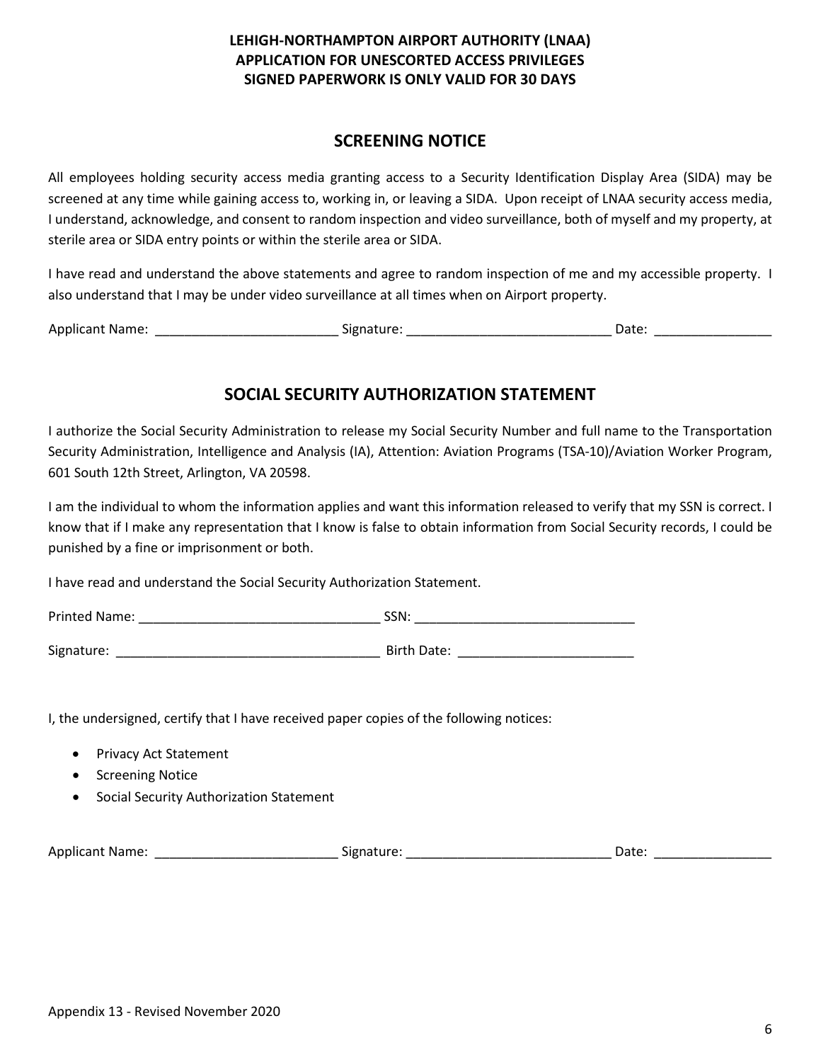**LEHIGH-NORTHAMPTON AIRPORT AUTHORITY (LNAA)**
**APPLICATION FOR UNESCORTED ACCESS PRIVILEGES**
**SIGNED PAPERWORK IS ONLY VALID FOR 30 DAYS**

## SCREENING NOTICE

All employees holding security access media granting access to a Security Identification Display Area (SIDA) may be screened at any time while gaining access to, working in, or leaving a SIDA. Upon receipt of LNAA security access media, I understand, acknowledge, and consent to random inspection and video surveillance, both of myself and my property, at sterile area or SIDA entry points or within the sterile area or SIDA.

I have read and understand the above statements and agree to random inspection of me and my accessible property. I also understand that I may be under video surveillance at all times when on Airport property.

Applicant Name: _________________________ Signature: ____________________________ Date: ________________

## SOCIAL SECURITY AUTHORIZATION STATEMENT

I authorize the Social Security Administration to release my Social Security Number and full name to the Transportation Security Administration, Intelligence and Analysis (IA), Attention: Aviation Programs (TSA-10)/Aviation Worker Program, 601 South 12th Street, Arlington, VA 20598.

I am the individual to whom the information applies and want this information released to verify that my SSN is correct. I know that if I make any representation that I know is false to obtain information from Social Security records, I could be punished by a fine or imprisonment or both.

I have read and understand the Social Security Authorization Statement.

Printed Name: _________________________________ SSN: ______________________________

Signature: ____________________________________ Birth Date: ________________________

I, the undersigned, certify that I have received paper copies of the following notices:

- Privacy Act Statement
- Screening Notice
- Social Security Authorization Statement

Applicant Name: _________________________ Signature: ____________________________ Date: ________________

Appendix 13 - Revised November 2020